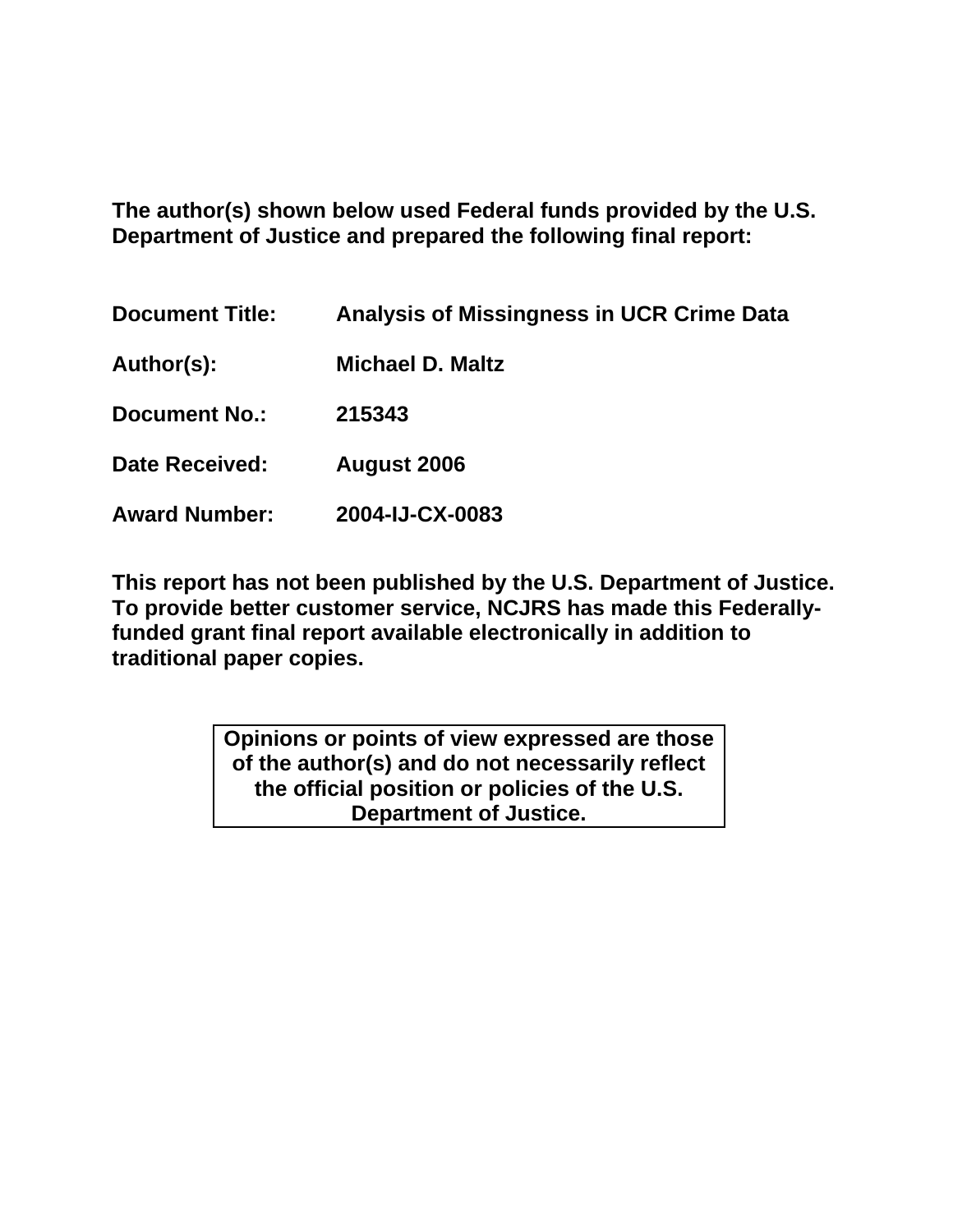**The author(s) shown below used Federal funds provided by the U.S. Department of Justice and prepared the following final report:**

| | |
|---|---|
| **Document Title:** | **Analysis of Missingness in UCR Crime Data** |
| **Author(s):** | **Michael D. Maltz** |
| **Document No.:** | **215343** |
| **Date Received:** | **August 2006** |
| **Award Number:** | **2004-IJ-CX-0083** |

**This report has not been published by the U.S. Department of Justice. To provide better customer service, NCJRS has made this Federally-funded grant final report available electronically in addition to traditional paper copies.**

**Opinions or points of view expressed are those of the author(s) and do not necessarily reflect the official position or policies of the U.S. Department of Justice.**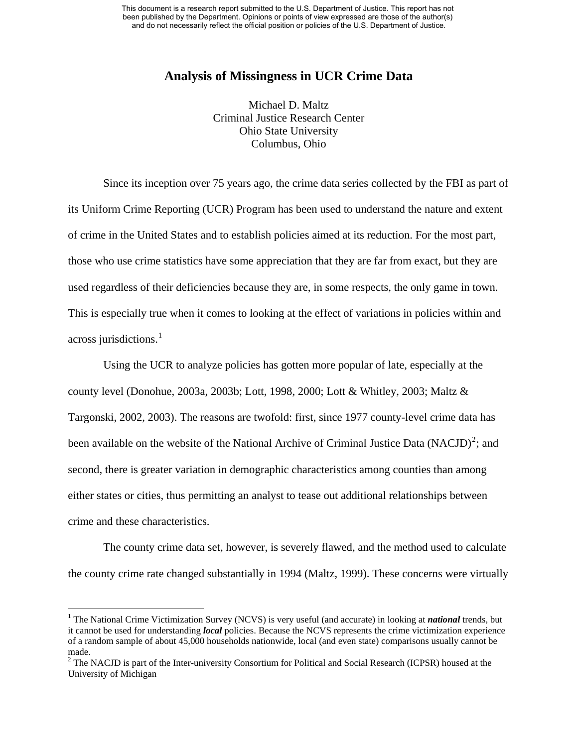# Analysis of Missingness in UCR Crime Data

Michael D. Maltz  
Criminal Justice Research Center  
Ohio State University  
Columbus, Ohio

Since its inception over 75 years ago, the crime data series collected by the FBI as part of its Uniform Crime Reporting (UCR) Program has been used to understand the nature and extent of crime in the United States and to establish policies aimed at its reduction. For the most part, those who use crime statistics have some appreciation that they are far from exact, but they are used regardless of their deficiencies because they are, in some respects, the only game in town. This is especially true when it comes to looking at the effect of variations in policies within and across jurisdictions.[1]

Using the UCR to analyze policies has gotten more popular of late, especially at the county level (Donohue, 2003a, 2003b; Lott, 1998, 2000; Lott & Whitley, 2003; Maltz & Targonski, 2002, 2003). The reasons are twofold: first, since 1977 county-level crime data has been available on the website of the National Archive of Criminal Justice Data (NACJD)[2]; and second, there is greater variation in demographic characteristics among counties than among either states or cities, thus permitting an analyst to tease out additional relationships between crime and these characteristics.

The county crime data set, however, is severely flawed, and the method used to calculate the county crime rate changed substantially in 1994 (Maltz, 1999). These concerns were virtually

---

[1] The National Crime Victimization Survey (NCVS) is very useful (and accurate) in looking at ***national*** trends, but it cannot be used for understanding ***local*** policies. Because the NCVS represents the crime victimization experience of a random sample of about 45,000 households nationwide, local (and even state) comparisons usually cannot be made.

[2] The NACJD is part of the Inter-university Consortium for Political and Social Research (ICPSR) housed at the University of Michigan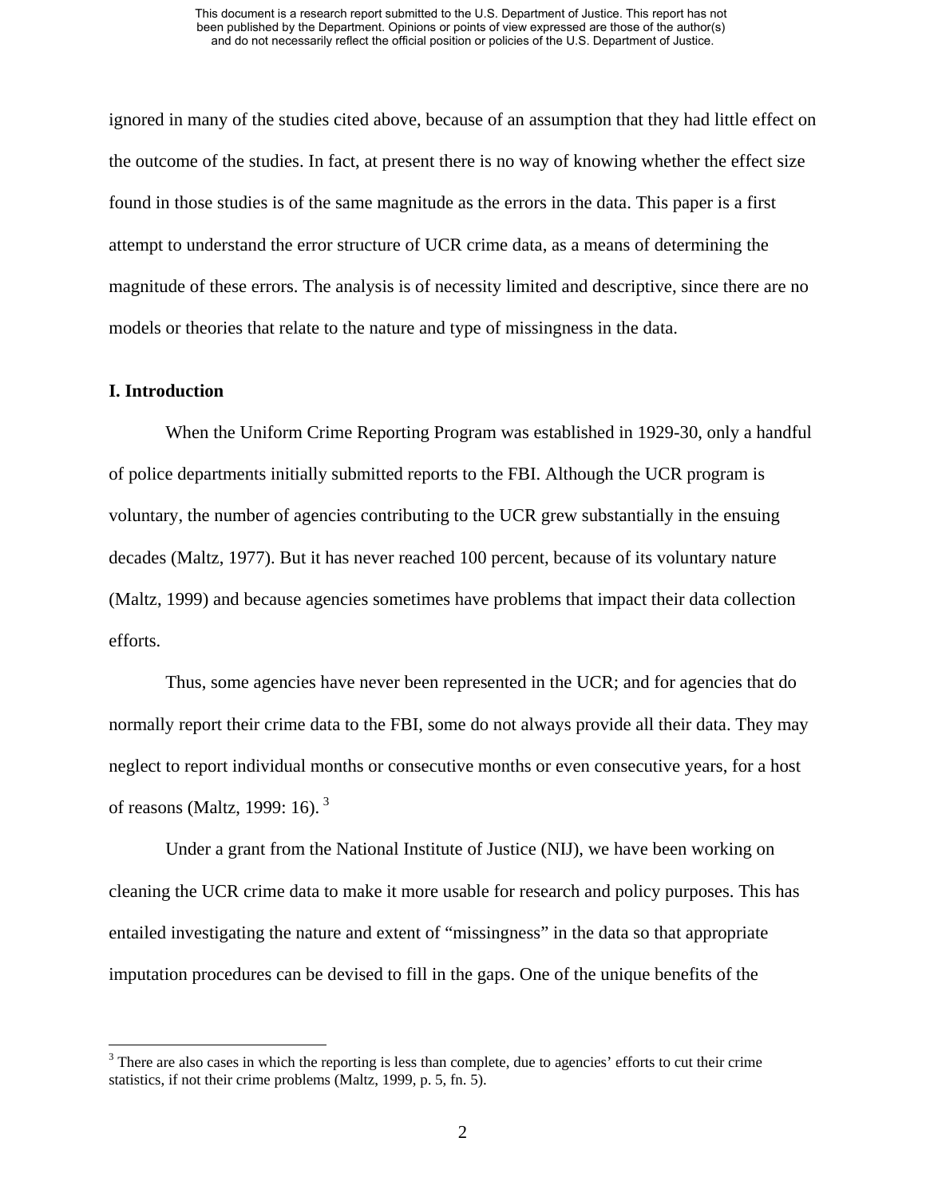ignored in many of the studies cited above, because of an assumption that they had little effect on the outcome of the studies. In fact, at present there is no way of knowing whether the effect size found in those studies is of the same magnitude as the errors in the data. This paper is a first attempt to understand the error structure of UCR crime data, as a means of determining the magnitude of these errors. The analysis is of necessity limited and descriptive, since there are no models or theories that relate to the nature and type of missingness in the data.

## I. Introduction

When the Uniform Crime Reporting Program was established in 1929-30, only a handful of police departments initially submitted reports to the FBI. Although the UCR program is voluntary, the number of agencies contributing to the UCR grew substantially in the ensuing decades (Maltz, 1977). But it has never reached 100 percent, because of its voluntary nature (Maltz, 1999) and because agencies sometimes have problems that impact their data collection efforts.

Thus, some agencies have never been represented in the UCR; and for agencies that do normally report their crime data to the FBI, some do not always provide all their data. They may neglect to report individual months or consecutive months or even consecutive years, for a host of reasons (Maltz, 1999: 16).[3]

Under a grant from the National Institute of Justice (NIJ), we have been working on cleaning the UCR crime data to make it more usable for research and policy purposes. This has entailed investigating the nature and extent of "missingness" in the data so that appropriate imputation procedures can be devised to fill in the gaps. One of the unique benefits of the

[3] There are also cases in which the reporting is less than complete, due to agencies' efforts to cut their crime statistics, if not their crime problems (Maltz, 1999, p. 5, fn. 5).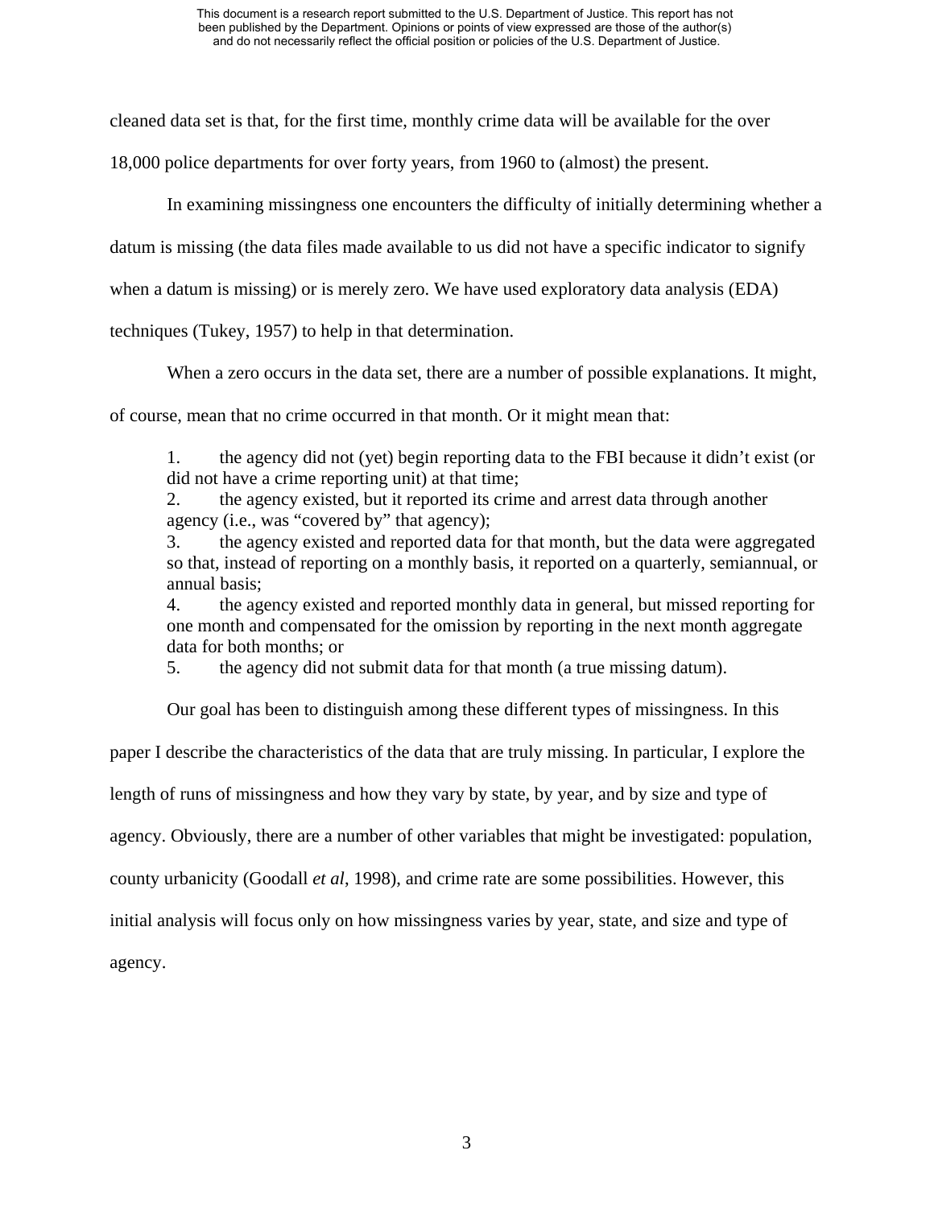cleaned data set is that, for the first time, monthly crime data will be available for the over 18,000 police departments for over forty years, from 1960 to (almost) the present.

In examining missingness one encounters the difficulty of initially determining whether a datum is missing (the data files made available to us did not have a specific indicator to signify when a datum is missing) or is merely zero. We have used exploratory data analysis (EDA) techniques (Tukey, 1957) to help in that determination.

When a zero occurs in the data set, there are a number of possible explanations. It might, of course, mean that no crime occurred in that month. Or it might mean that:

1. the agency did not (yet) begin reporting data to the FBI because it didn't exist (or did not have a crime reporting unit) at that time;
2. the agency existed, but it reported its crime and arrest data through another agency (i.e., was "covered by" that agency);
3. the agency existed and reported data for that month, but the data were aggregated so that, instead of reporting on a monthly basis, it reported on a quarterly, semiannual, or annual basis;
4. the agency existed and reported monthly data in general, but missed reporting for one month and compensated for the omission by reporting in the next month aggregate data for both months; or
5. the agency did not submit data for that month (a true missing datum).

Our goal has been to distinguish among these different types of missingness. In this paper I describe the characteristics of the data that are truly missing. In particular, I explore the length of runs of missingness and how they vary by state, by year, and by size and type of agency. Obviously, there are a number of other variables that might be investigated: population, county urbanicity (Goodall *et al*, 1998), and crime rate are some possibilities. However, this initial analysis will focus only on how missingness varies by year, state, and size and type of agency.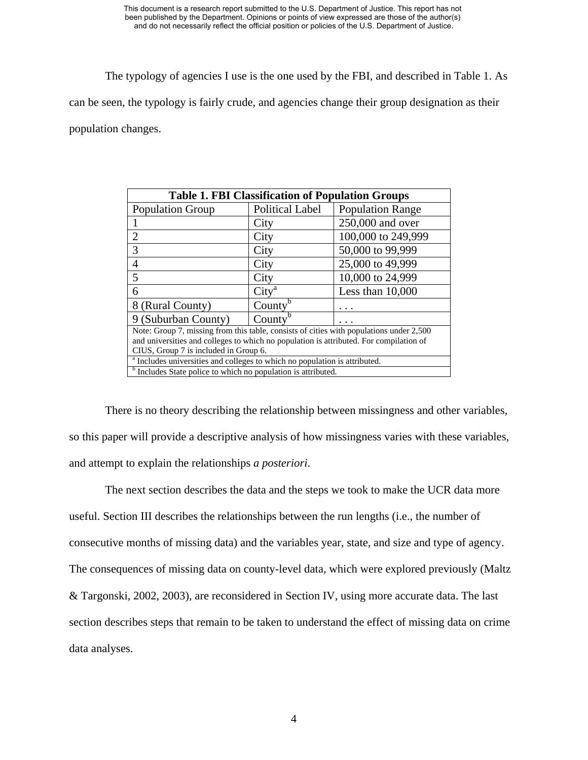The typology of agencies I use is the one used by the FBI, and described in Table 1. As can be seen, the typology is fairly crude, and agencies change their group designation as their population changes.

**Table 1. FBI Classification of Population Groups**

| Population Group | Political Label | Population Range |
|---|---|---|
| 1 | City | 250,000 and over |
| 2 | City | 100,000 to 249,999 |
| 3 | City | 50,000 to 99,999 |
| 4 | City | 25,000 to 49,999 |
| 5 | City | 10,000 to 24,999 |
| 6 | City[a] | Less than 10,000 |
| 8 (Rural County) | County[b] | . . . |
| 9 (Suburban County) | County[b] | . . . |

Note: Group 7, missing from this table, consists of cities with populations under 2,500 and universities and colleges to which no population is attributed. For compilation of CIUS, Group 7 is included in Group 6.

[a] Includes universities and colleges to which no population is attributed.

[b] Includes State police to which no population is attributed.

There is no theory describing the relationship between missingness and other variables, so this paper will provide a descriptive analysis of how missingness varies with these variables, and attempt to explain the relationships *a posteriori*.

The next section describes the data and the steps we took to make the UCR data more useful. Section III describes the relationships between the run lengths (i.e., the number of consecutive months of missing data) and the variables year, state, and size and type of agency. The consequences of missing data on county-level data, which were explored previously (Maltz & Targonski, 2002, 2003), are reconsidered in Section IV, using more accurate data. The last section describes steps that remain to be taken to understand the effect of missing data on crime data analyses.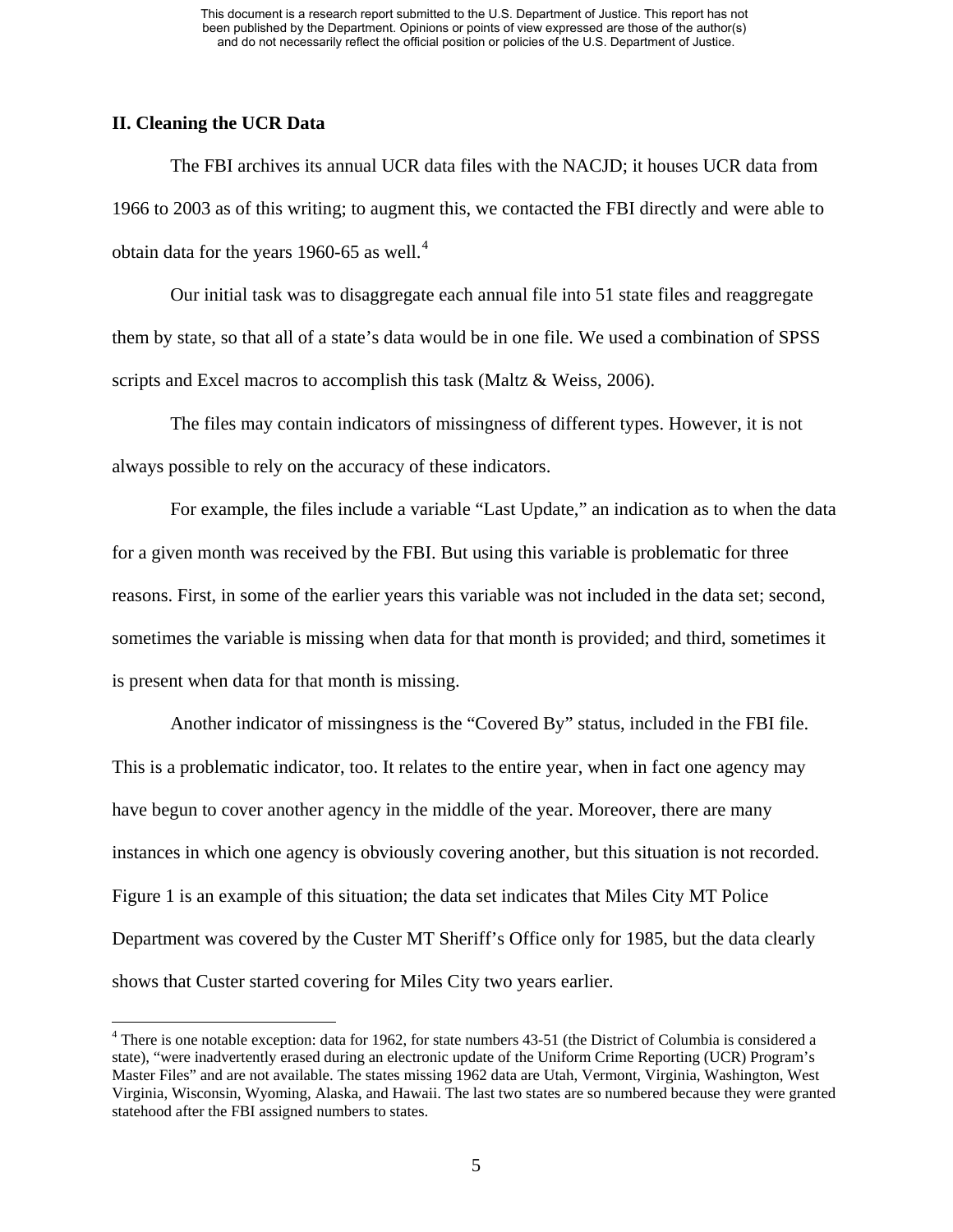## II. Cleaning the UCR Data

The FBI archives its annual UCR data files with the NACJD; it houses UCR data from 1966 to 2003 as of this writing; to augment this, we contacted the FBI directly and were able to obtain data for the years 1960-65 as well.[4]

Our initial task was to disaggregate each annual file into 51 state files and reaggregate them by state, so that all of a state's data would be in one file. We used a combination of SPSS scripts and Excel macros to accomplish this task (Maltz & Weiss, 2006).

The files may contain indicators of missingness of different types. However, it is not always possible to rely on the accuracy of these indicators.

For example, the files include a variable "Last Update," an indication as to when the data for a given month was received by the FBI. But using this variable is problematic for three reasons. First, in some of the earlier years this variable was not included in the data set; second, sometimes the variable is missing when data for that month is provided; and third, sometimes it is present when data for that month is missing.

Another indicator of missingness is the "Covered By" status, included in the FBI file. This is a problematic indicator, too. It relates to the entire year, when in fact one agency may have begun to cover another agency in the middle of the year. Moreover, there are many instances in which one agency is obviously covering another, but this situation is not recorded. Figure 1 is an example of this situation; the data set indicates that Miles City MT Police Department was covered by the Custer MT Sheriff's Office only for 1985, but the data clearly shows that Custer started covering for Miles City two years earlier.

[4] There is one notable exception: data for 1962, for state numbers 43-51 (the District of Columbia is considered a state), "were inadvertently erased during an electronic update of the Uniform Crime Reporting (UCR) Program's Master Files" and are not available. The states missing 1962 data are Utah, Vermont, Virginia, Washington, West Virginia, Wisconsin, Wyoming, Alaska, and Hawaii. The last two states are so numbered because they were granted statehood after the FBI assigned numbers to states.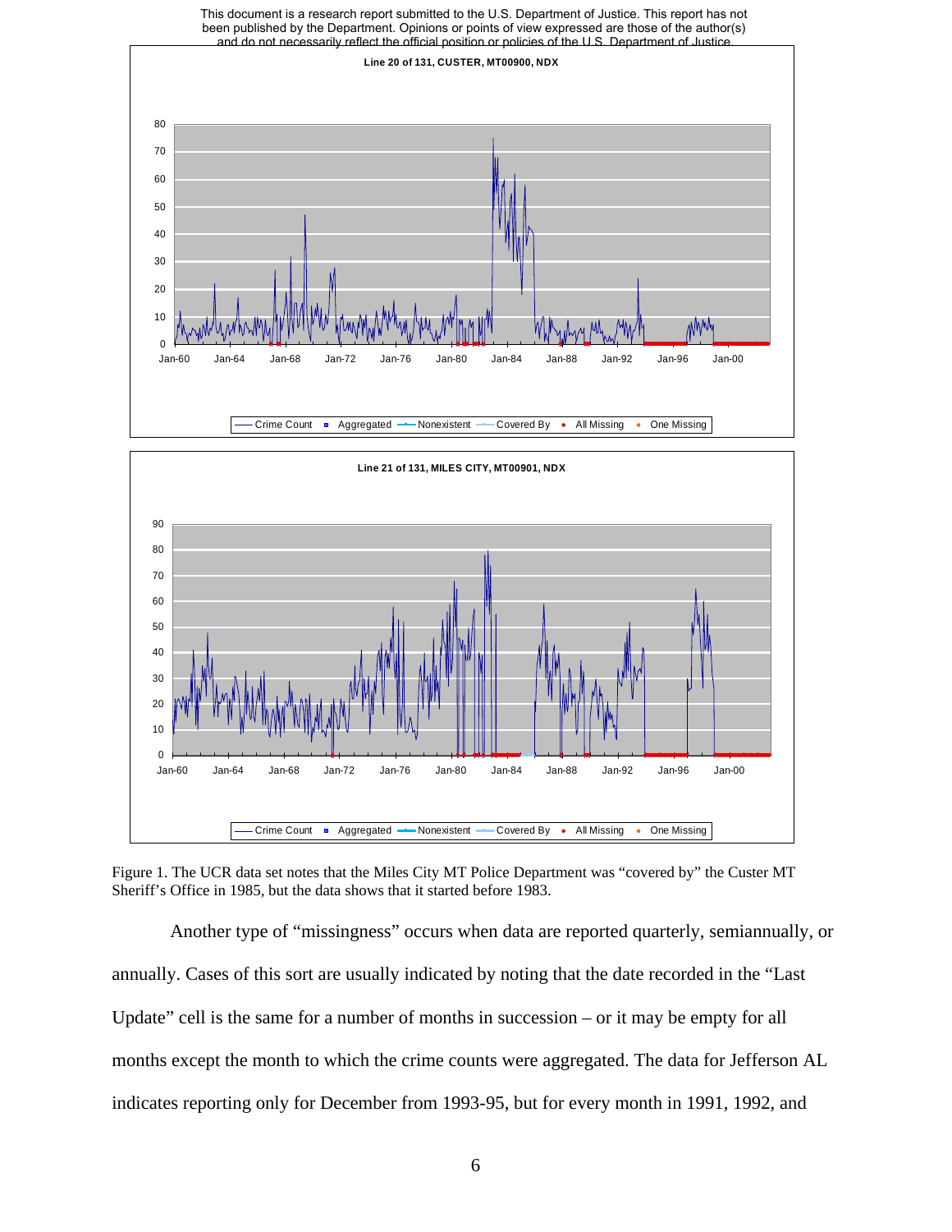Figure 1. The UCR data set notes that the Miles City MT Police Department was "covered by" the Custer MT Sheriff's Office in 1985, but the data shows that it started before 1983.

Another type of "missingness" occurs when data are reported quarterly, semiannually, or annually. Cases of this sort are usually indicated by noting that the date recorded in the "Last Update" cell is the same for a number of months in succession – or it may be empty for all months except the month to which the crime counts were aggregated. The data for Jefferson AL indicates reporting only for December from 1993-95, but for every month in 1991, 1992, and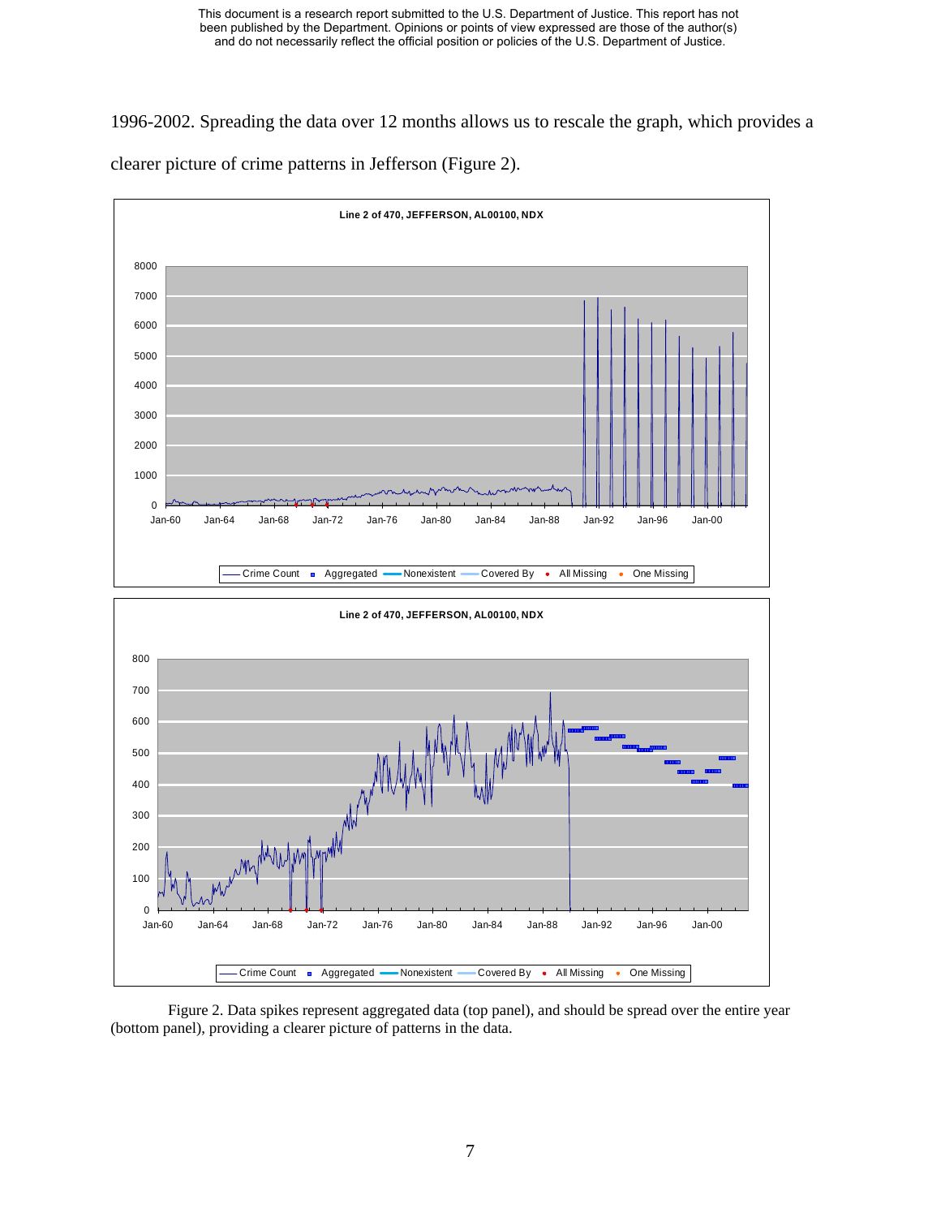1996-2002. Spreading the data over 12 months allows us to rescale the graph, which provides a clearer picture of crime patterns in Jefferson (Figure 2).

Figure 2. Data spikes represent aggregated data (top panel), and should be spread over the entire year (bottom panel), providing a clearer picture of patterns in the data.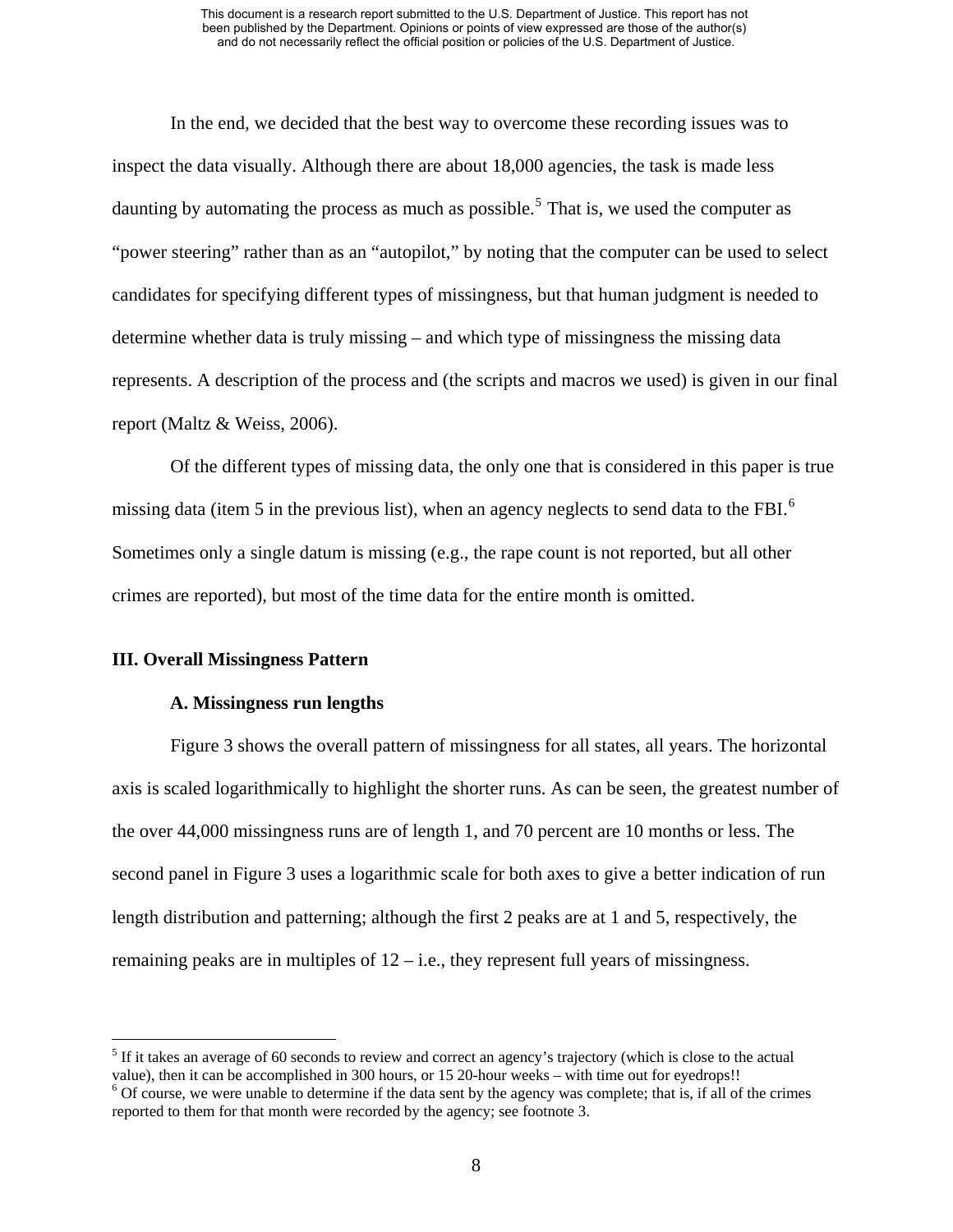In the end, we decided that the best way to overcome these recording issues was to inspect the data visually. Although there are about 18,000 agencies, the task is made less daunting by automating the process as much as possible.[5] That is, we used the computer as "power steering" rather than as an "autopilot," by noting that the computer can be used to select candidates for specifying different types of missingness, but that human judgment is needed to determine whether data is truly missing – and which type of missingness the missing data represents. A description of the process and (the scripts and macros we used) is given in our final report (Maltz & Weiss, 2006).

Of the different types of missing data, the only one that is considered in this paper is true missing data (item 5 in the previous list), when an agency neglects to send data to the FBI.[6] Sometimes only a single datum is missing (e.g., the rape count is not reported, but all other crimes are reported), but most of the time data for the entire month is omitted.

## III. Overall Missingness Pattern

### A. Missingness run lengths

Figure 3 shows the overall pattern of missingness for all states, all years. The horizontal axis is scaled logarithmically to highlight the shorter runs. As can be seen, the greatest number of the over 44,000 missingness runs are of length 1, and 70 percent are 10 months or less. The second panel in Figure 3 uses a logarithmic scale for both axes to give a better indication of run length distribution and patterning; although the first 2 peaks are at 1 and 5, respectively, the remaining peaks are in multiples of 12 – i.e., they represent full years of missingness.

---

[5] If it takes an average of 60 seconds to review and correct an agency's trajectory (which is close to the actual value), then it can be accomplished in 300 hours, or 15 20-hour weeks – with time out for eyedrops!!

[6] Of course, we were unable to determine if the data sent by the agency was complete; that is, if all of the crimes reported to them for that month were recorded by the agency; see footnote 3.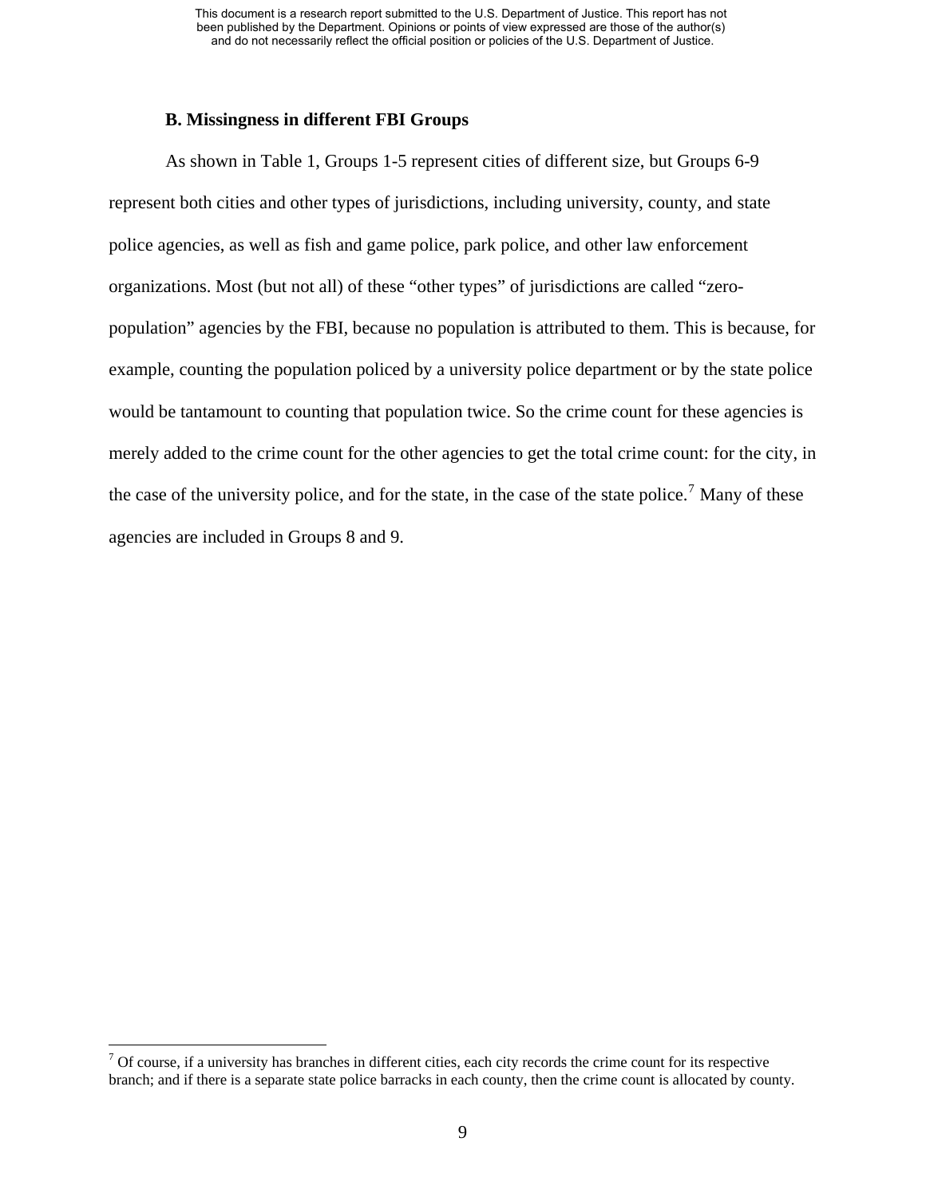### B. Missingness in different FBI Groups

As shown in Table 1, Groups 1-5 represent cities of different size, but Groups 6-9 represent both cities and other types of jurisdictions, including university, county, and state police agencies, as well as fish and game police, park police, and other law enforcement organizations. Most (but not all) of these "other types" of jurisdictions are called "zero-population" agencies by the FBI, because no population is attributed to them. This is because, for example, counting the population policed by a university police department or by the state police would be tantamount to counting that population twice. So the crime count for these agencies is merely added to the crime count for the other agencies to get the total crime count: for the city, in the case of the university police, and for the state, in the case of the state police.[7] Many of these agencies are included in Groups 8 and 9.

---

[7] Of course, if a university has branches in different cities, each city records the crime count for its respective branch; and if there is a separate state police barracks in each county, then the crime count is allocated by county.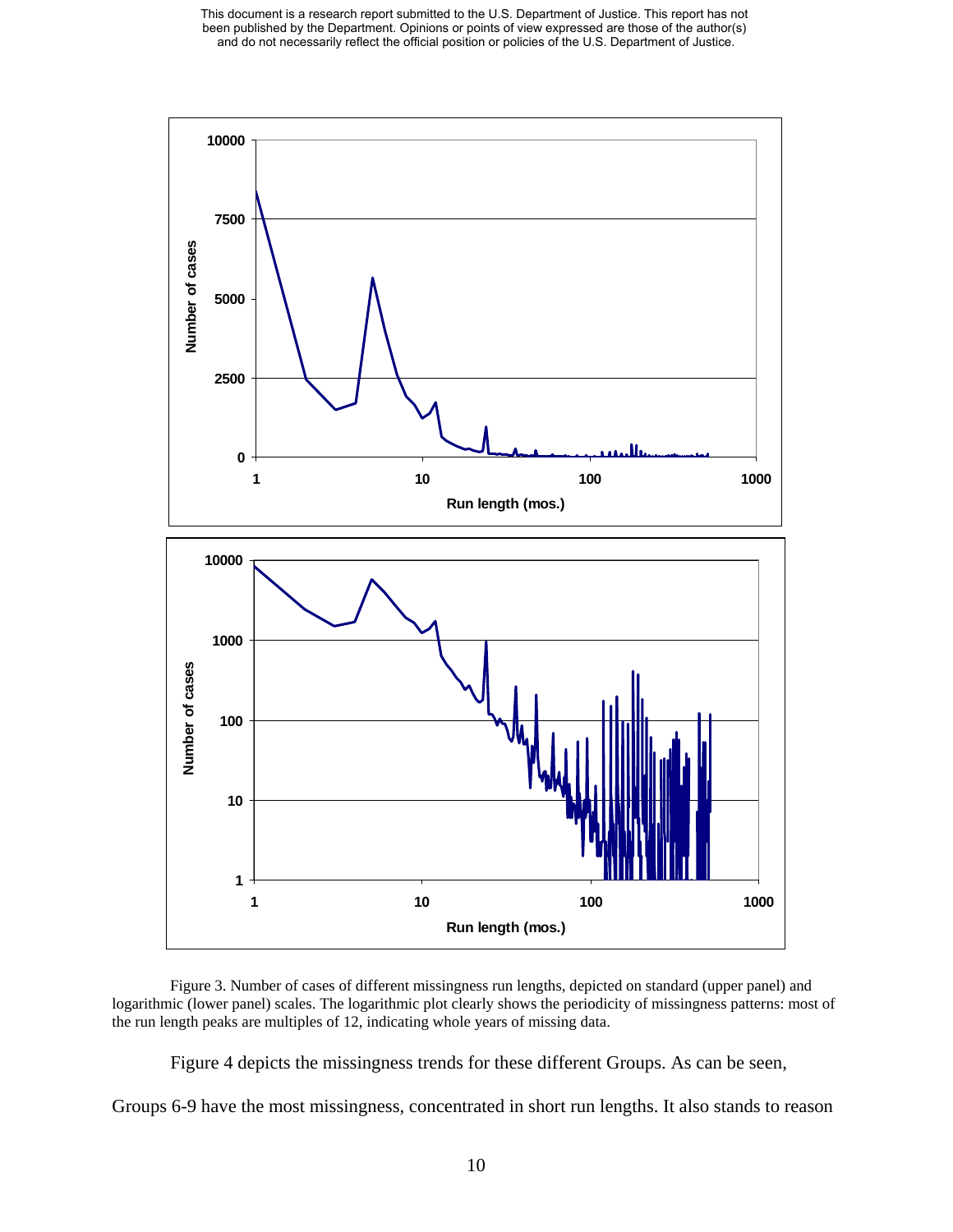Figure 3. Number of cases of different missingness run lengths, depicted on standard (upper panel) and logarithmic (lower panel) scales. The logarithmic plot clearly shows the periodicity of missingness patterns: most of the run length peaks are multiples of 12, indicating whole years of missing data.

Figure 4 depicts the missingness trends for these different Groups. As can be seen, Groups 6-9 have the most missingness, concentrated in short run lengths. It also stands to reason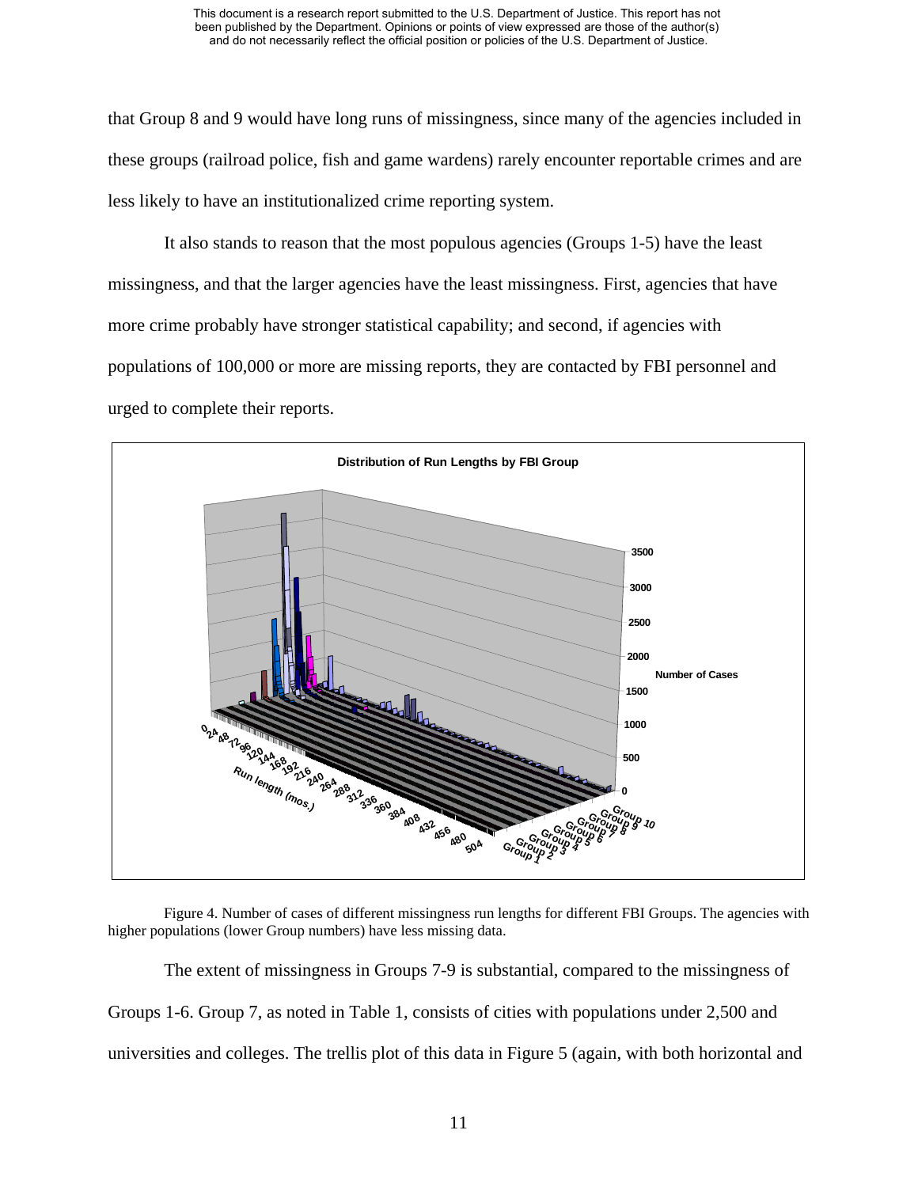that Group 8 and 9 would have long runs of missingness, since many of the agencies included in these groups (railroad police, fish and game wardens) rarely encounter reportable crimes and are less likely to have an institutionalized crime reporting system.

It also stands to reason that the most populous agencies (Groups 1-5) have the least missingness, and that the larger agencies have the least missingness. First, agencies that have more crime probably have stronger statistical capability; and second, if agencies with populations of 100,000 or more are missing reports, they are contacted by FBI personnel and urged to complete their reports.

Figure 4. Number of cases of different missingness run lengths for different FBI Groups. The agencies with higher populations (lower Group numbers) have less missing data.

The extent of missingness in Groups 7-9 is substantial, compared to the missingness of Groups 1-6. Group 7, as noted in Table 1, consists of cities with populations under 2,500 and universities and colleges. The trellis plot of this data in Figure 5 (again, with both horizontal and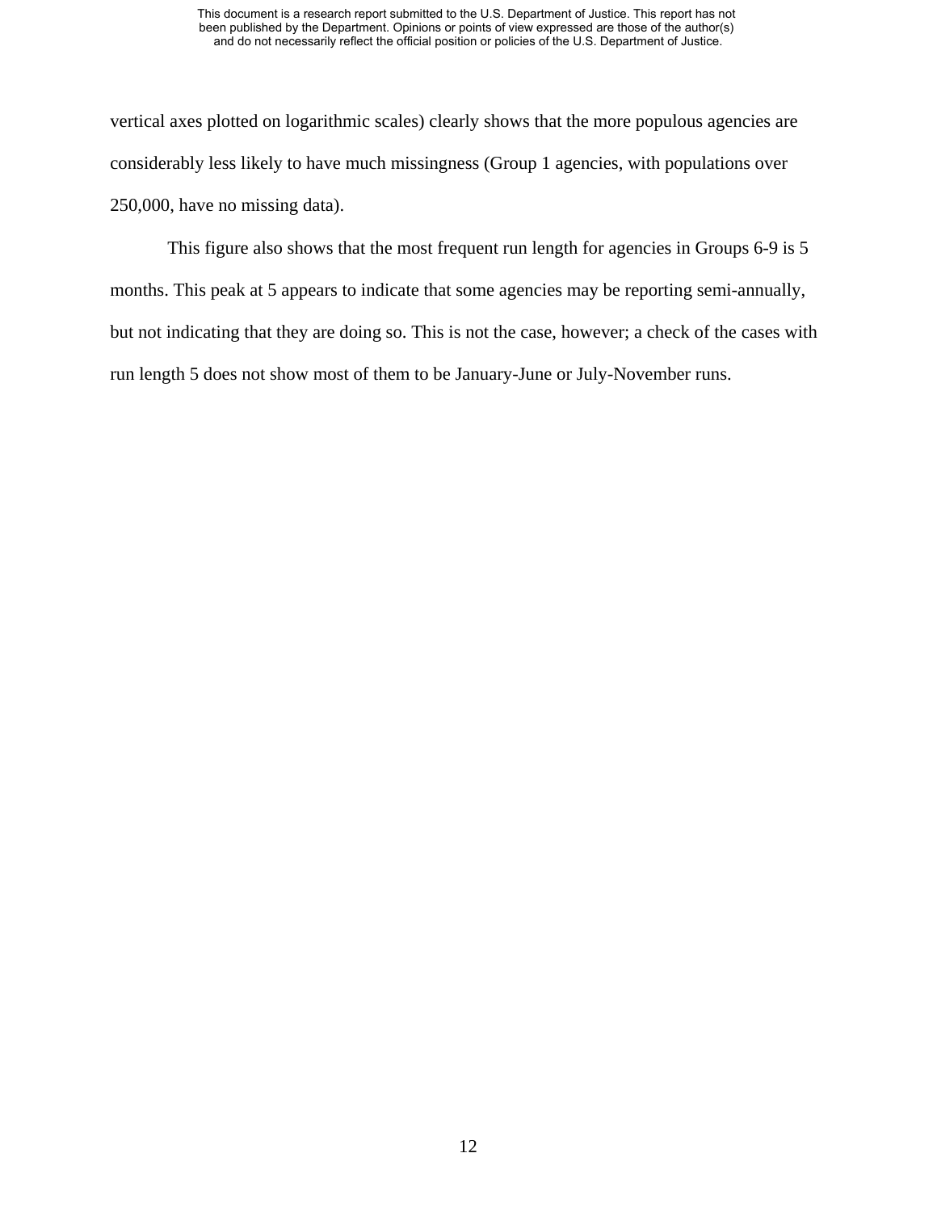vertical axes plotted on logarithmic scales) clearly shows that the more populous agencies are considerably less likely to have much missingness (Group 1 agencies, with populations over 250,000, have no missing data).

This figure also shows that the most frequent run length for agencies in Groups 6-9 is 5 months. This peak at 5 appears to indicate that some agencies may be reporting semi-annually, but not indicating that they are doing so. This is not the case, however; a check of the cases with run length 5 does not show most of them to be January-June or July-November runs.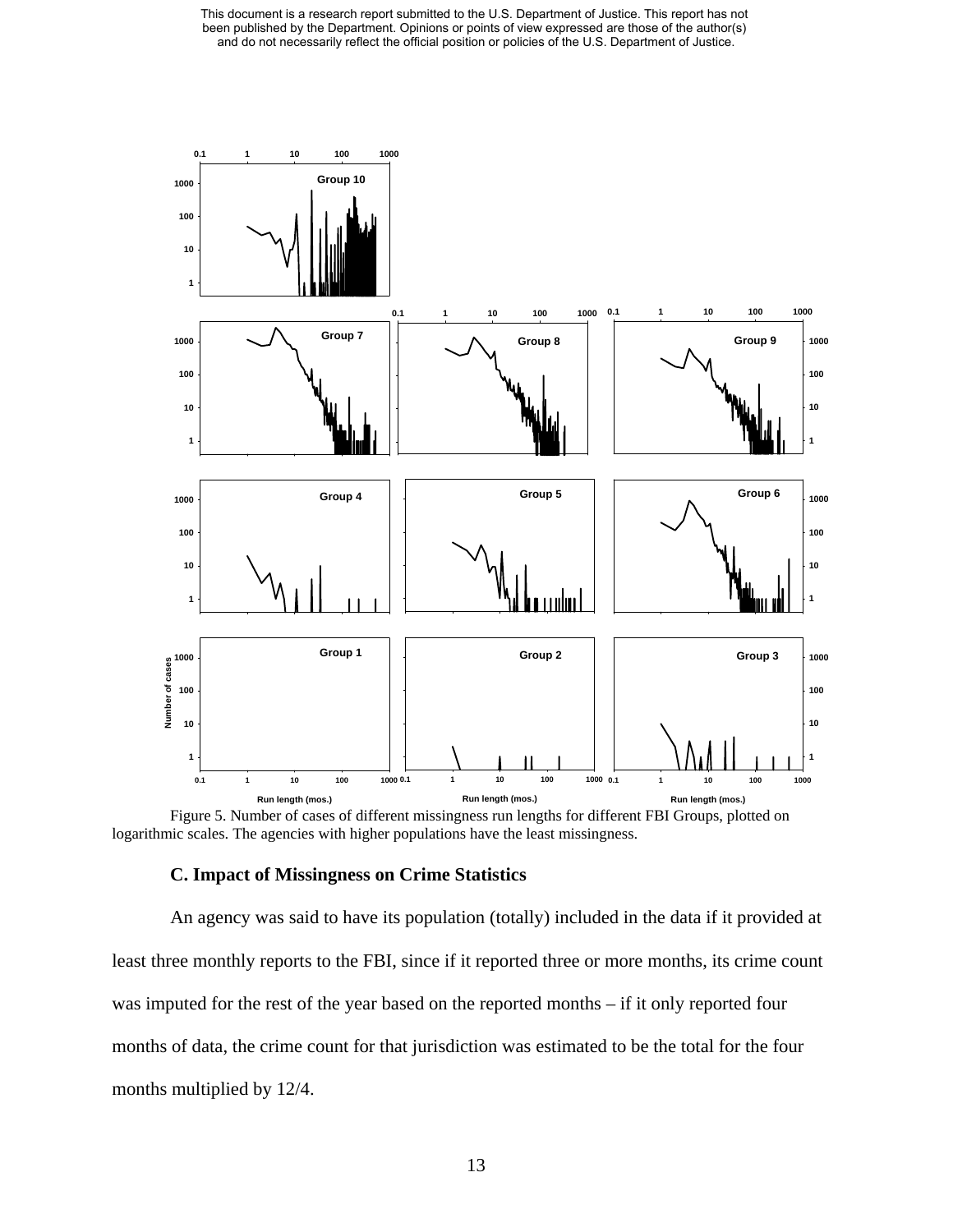Figure 5. Number of cases of different missingness run lengths for different FBI Groups, plotted on logarithmic scales. The agencies with higher populations have the least missingness.

### C. Impact of Missingness on Crime Statistics

An agency was said to have its population (totally) included in the data if it provided at least three monthly reports to the FBI, since if it reported three or more months, its crime count was imputed for the rest of the year based on the reported months – if it only reported four months of data, the crime count for that jurisdiction was estimated to be the total for the four months multiplied by 12/4.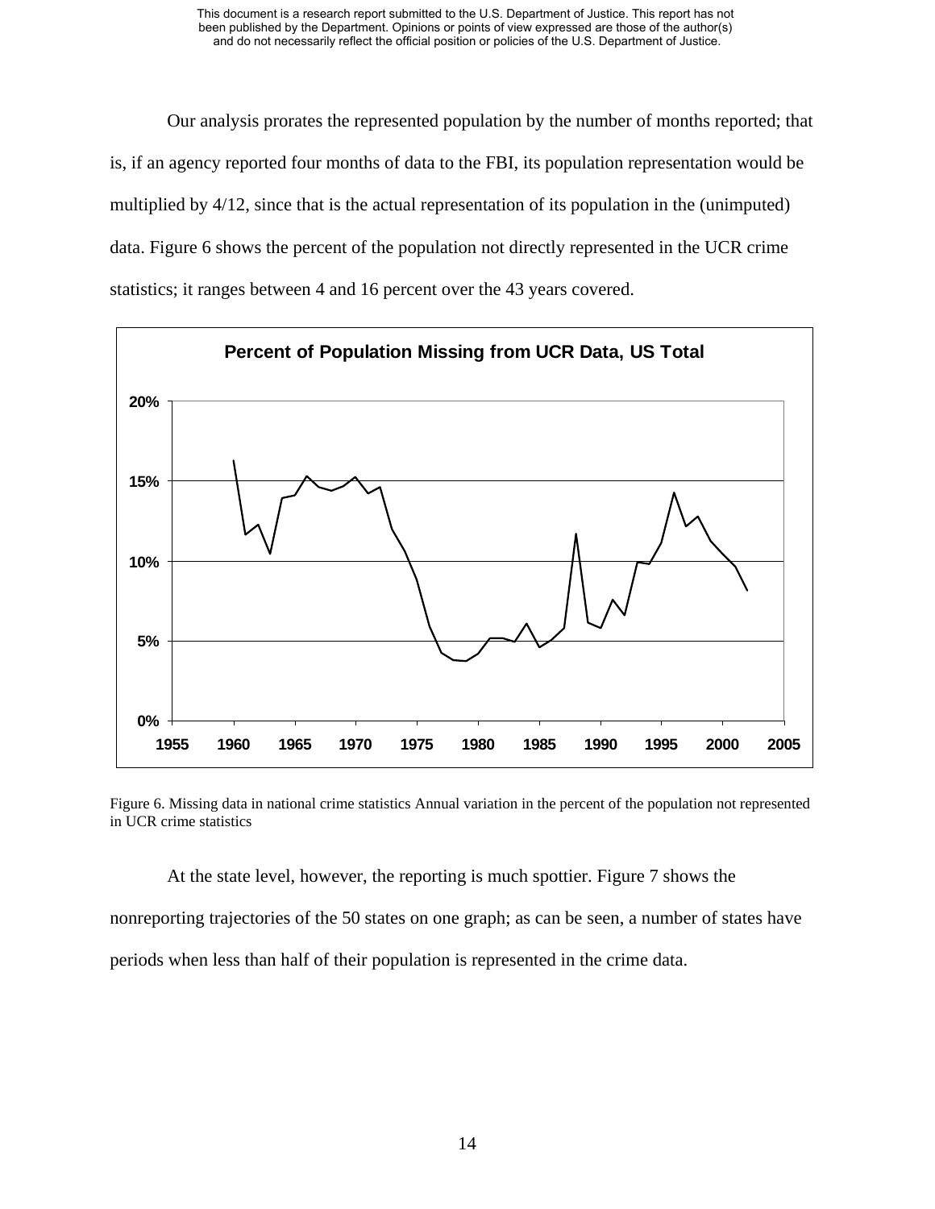Our analysis prorates the represented population by the number of months reported; that is, if an agency reported four months of data to the FBI, its population representation would be multiplied by 4/12, since that is the actual representation of its population in the (unimputed) data. Figure 6 shows the percent of the population not directly represented in the UCR crime statistics; it ranges between 4 and 16 percent over the 43 years covered.

Figure 6. Missing data in national crime statistics Annual variation in the percent of the population not represented in UCR crime statistics

At the state level, however, the reporting is much spottier. Figure 7 shows the nonreporting trajectories of the 50 states on one graph; as can be seen, a number of states have periods when less than half of their population is represented in the crime data.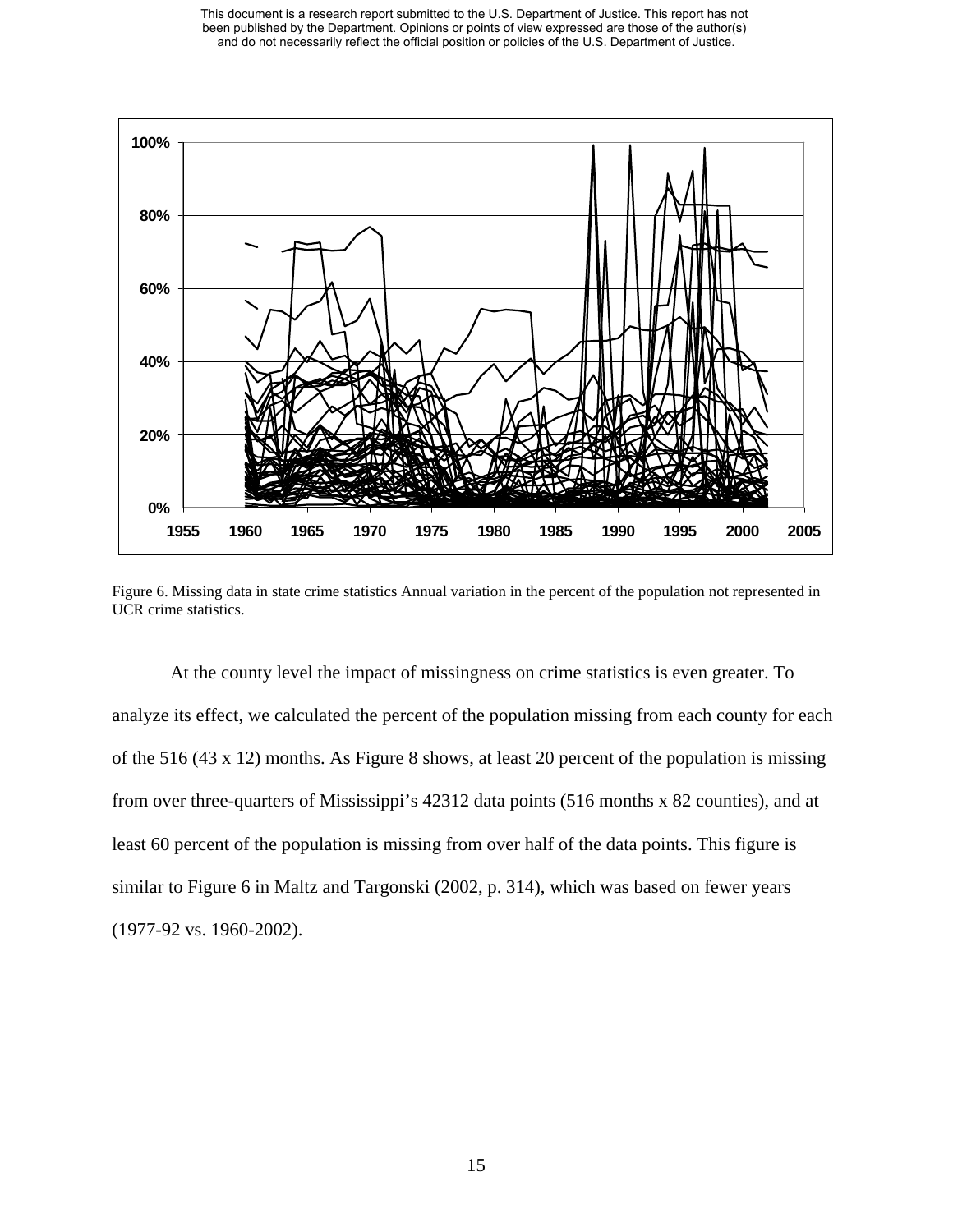Figure 6. Missing data in state crime statistics Annual variation in the percent of the population not represented in UCR crime statistics.

At the county level the impact of missingness on crime statistics is even greater. To analyze its effect, we calculated the percent of the population missing from each county for each of the 516 (43 x 12) months. As Figure 8 shows, at least 20 percent of the population is missing from over three-quarters of Mississippi's 42312 data points (516 months x 82 counties), and at least 60 percent of the population is missing from over half of the data points. This figure is similar to Figure 6 in Maltz and Targonski (2002, p. 314), which was based on fewer years (1977-92 vs. 1960-2002).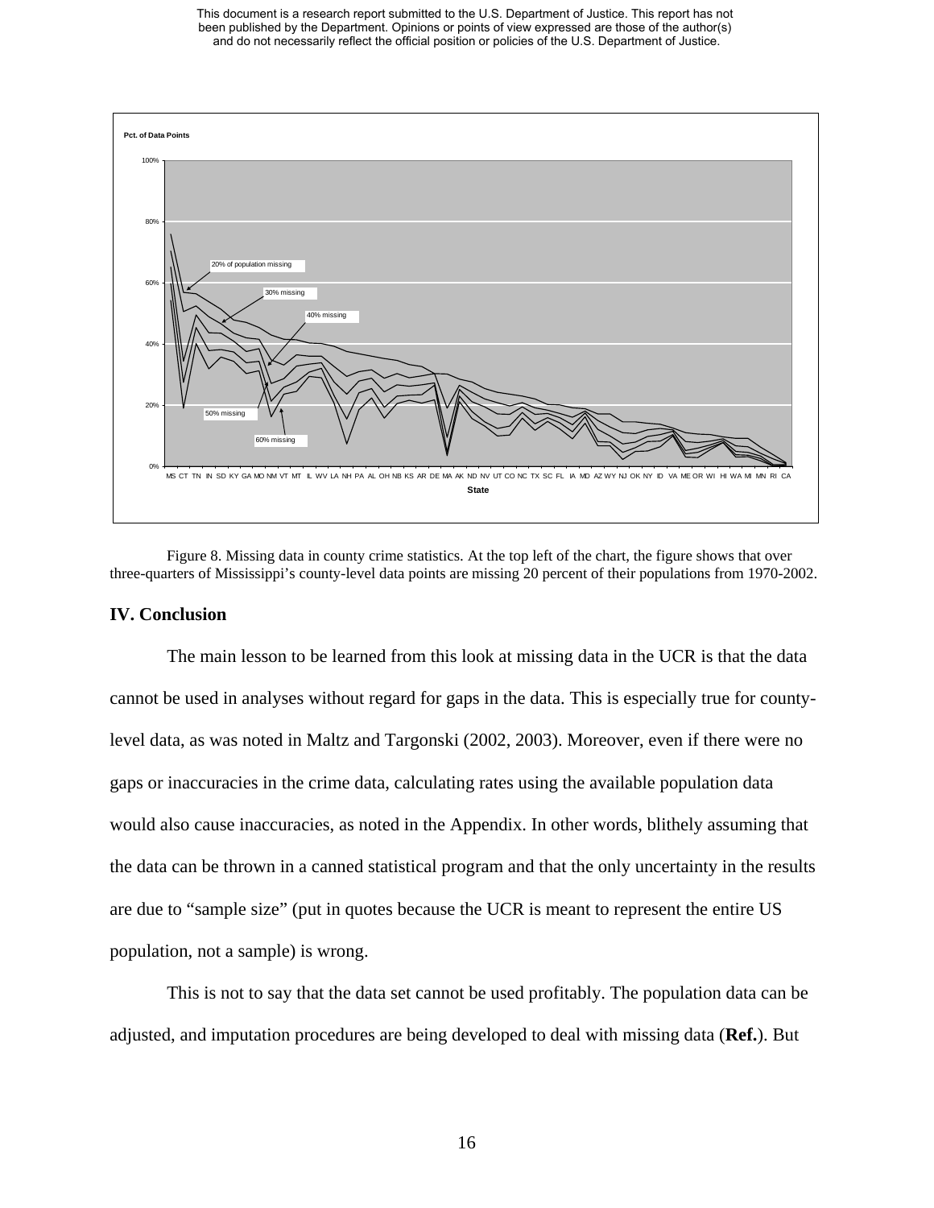Figure 8. Missing data in county crime statistics. At the top left of the chart, the figure shows that over three-quarters of Mississippi's county-level data points are missing 20 percent of their populations from 1970-2002.

## IV. Conclusion

The main lesson to be learned from this look at missing data in the UCR is that the data cannot be used in analyses without regard for gaps in the data. This is especially true for county-level data, as was noted in Maltz and Targonski (2002, 2003). Moreover, even if there were no gaps or inaccuracies in the crime data, calculating rates using the available population data would also cause inaccuracies, as noted in the Appendix. In other words, blithely assuming that the data can be thrown in a canned statistical program and that the only uncertainty in the results are due to "sample size" (put in quotes because the UCR is meant to represent the entire US population, not a sample) is wrong.

This is not to say that the data set cannot be used profitably. The population data can be adjusted, and imputation procedures are being developed to deal with missing data (**Ref.**). But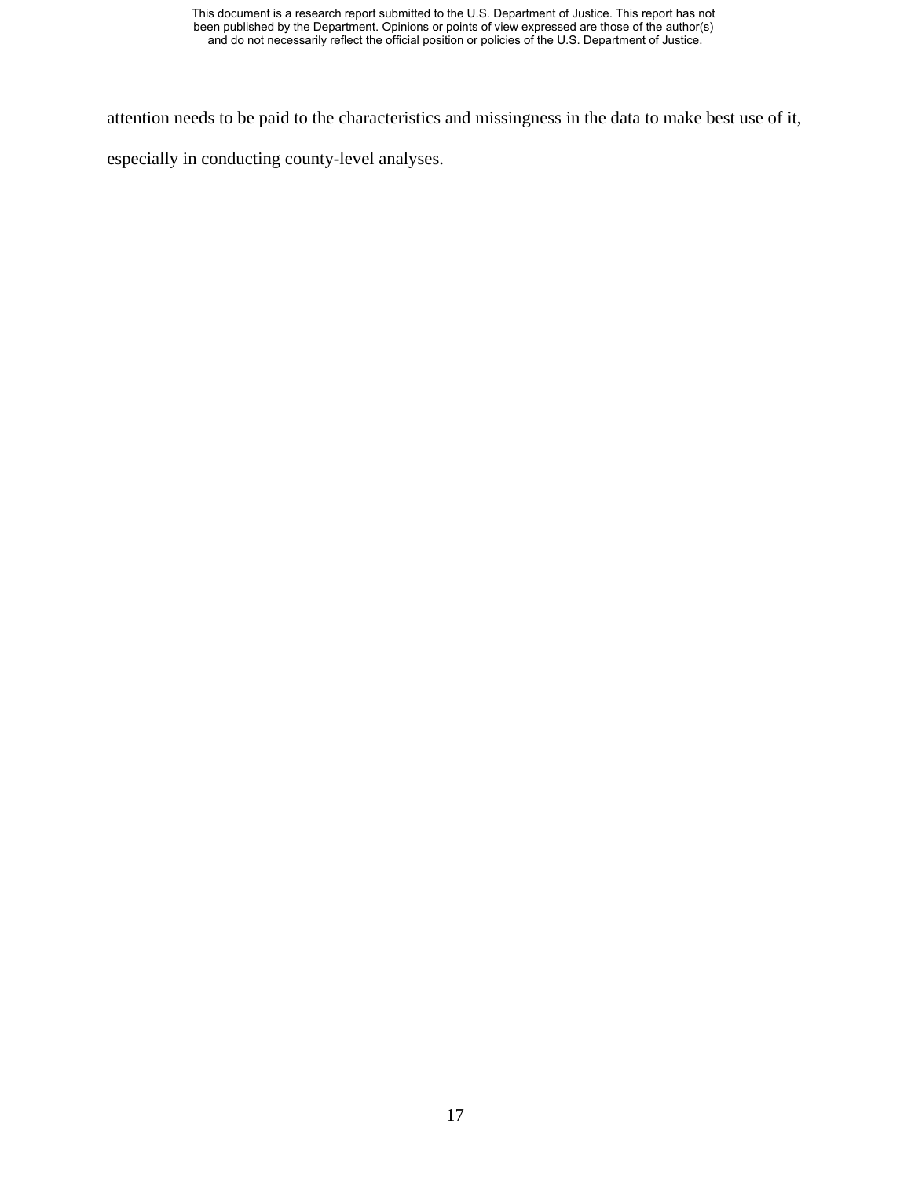attention needs to be paid to the characteristics and missingness in the data to make best use of it, especially in conducting county-level analyses.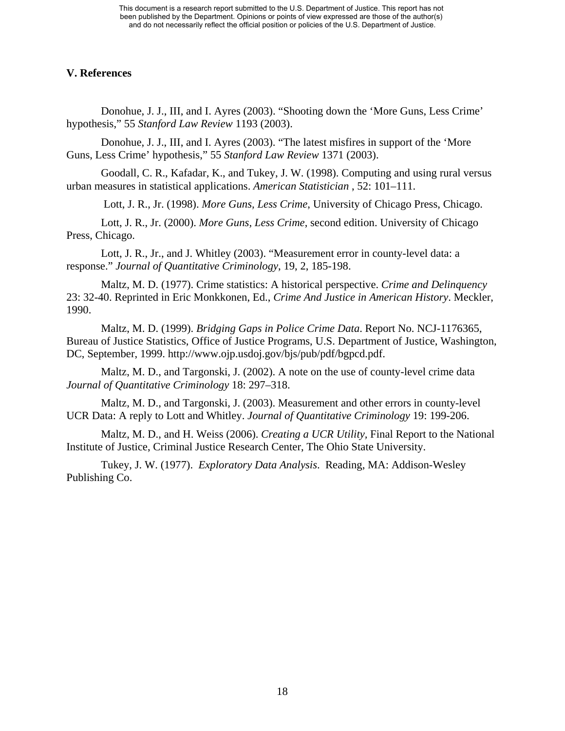## V. References

Donohue, J. J., III, and I. Ayres (2003). "Shooting down the 'More Guns, Less Crime' hypothesis," 55 *Stanford Law Review* 1193 (2003).

Donohue, J. J., III, and I. Ayres (2003). "The latest misfires in support of the 'More Guns, Less Crime' hypothesis," 55 *Stanford Law Review* 1371 (2003).

Goodall, C. R., Kafadar, K., and Tukey, J. W. (1998). Computing and using rural versus urban measures in statistical applications. *American Statistician* , 52: 101–111.

Lott, J. R., Jr. (1998). *More Guns, Less Crime*, University of Chicago Press, Chicago.

Lott, J. R., Jr. (2000). *More Guns, Less Crime*, second edition. University of Chicago Press, Chicago.

Lott, J. R., Jr., and J. Whitley (2003). "Measurement error in county-level data: a response." *Journal of Quantitative Criminology*, 19, 2, 185-198.

Maltz, M. D. (1977). Crime statistics: A historical perspective. *Crime and Delinquency* 23: 32-40. Reprinted in Eric Monkkonen, Ed., *Crime And Justice in American History*. Meckler, 1990.

Maltz, M. D. (1999). *Bridging Gaps in Police Crime Data*. Report No. NCJ-1176365, Bureau of Justice Statistics, Office of Justice Programs, U.S. Department of Justice, Washington, DC, September, 1999. http://www.ojp.usdoj.gov/bjs/pub/pdf/bgpcd.pdf.

Maltz, M. D., and Targonski, J. (2002). A note on the use of county-level crime data *Journal of Quantitative Criminology* 18: 297–318.

Maltz, M. D., and Targonski, J. (2003). Measurement and other errors in county-level UCR Data: A reply to Lott and Whitley. *Journal of Quantitative Criminology* 19: 199-206.

Maltz, M. D., and H. Weiss (2006). *Creating a UCR Utility*, Final Report to the National Institute of Justice, Criminal Justice Research Center, The Ohio State University.

Tukey, J. W. (1977). *Exploratory Data Analysis*. Reading, MA: Addison-Wesley Publishing Co.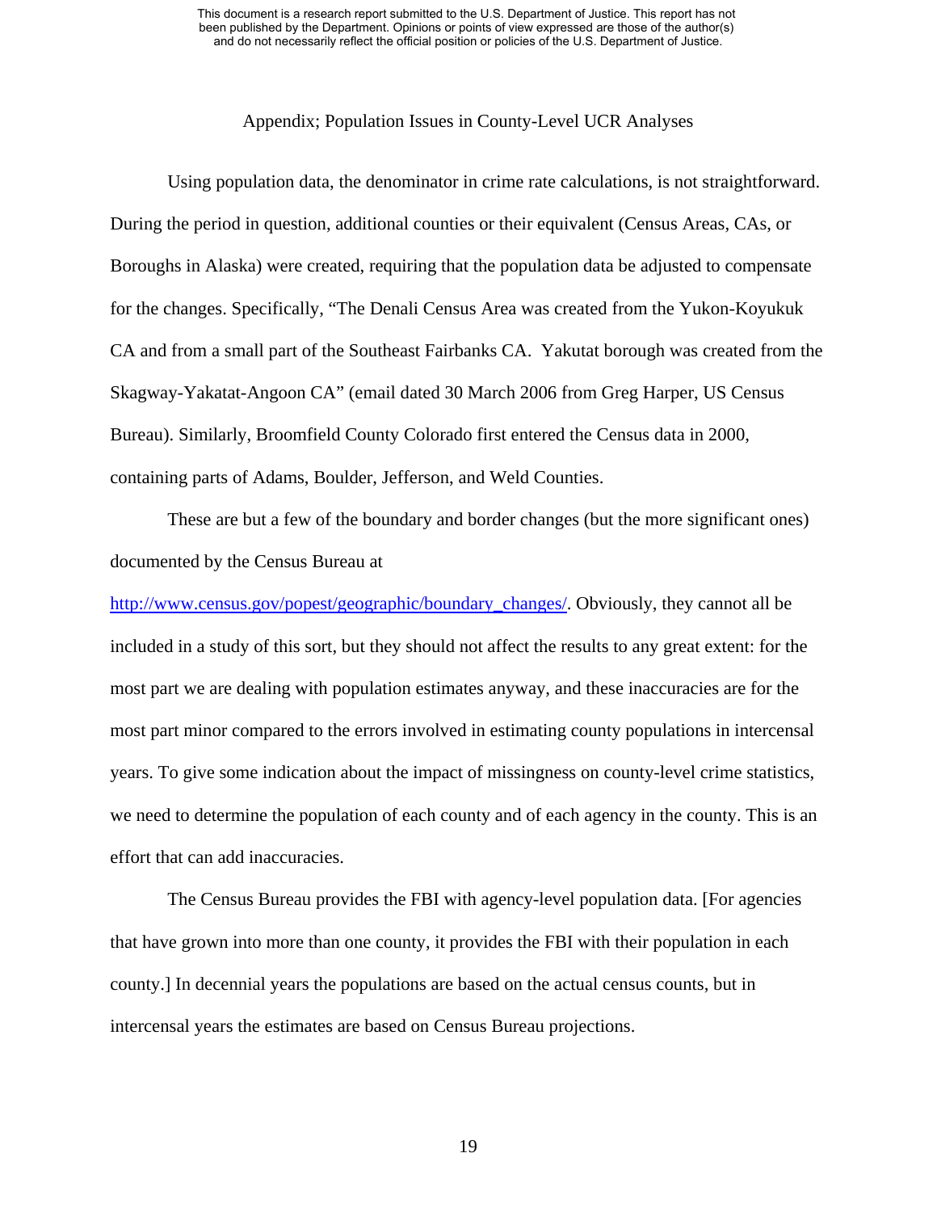## Appendix; Population Issues in County-Level UCR Analyses

Using population data, the denominator in crime rate calculations, is not straightforward. During the period in question, additional counties or their equivalent (Census Areas, CAs, or Boroughs in Alaska) were created, requiring that the population data be adjusted to compensate for the changes. Specifically, "The Denali Census Area was created from the Yukon-Koyukuk CA and from a small part of the Southeast Fairbanks CA. Yakutat borough was created from the Skagway-Yakatat-Angoon CA" (email dated 30 March 2006 from Greg Harper, US Census Bureau). Similarly, Broomfield County Colorado first entered the Census data in 2000, containing parts of Adams, Boulder, Jefferson, and Weld Counties.

These are but a few of the boundary and border changes (but the more significant ones) documented by the Census Bureau at http://www.census.gov/popest/geographic/boundary_changes/. Obviously, they cannot all be included in a study of this sort, but they should not affect the results to any great extent: for the most part we are dealing with population estimates anyway, and these inaccuracies are for the most part minor compared to the errors involved in estimating county populations in intercensal years. To give some indication about the impact of missingness on county-level crime statistics, we need to determine the population of each county and of each agency in the county. This is an effort that can add inaccuracies.

The Census Bureau provides the FBI with agency-level population data. [For agencies that have grown into more than one county, it provides the FBI with their population in each county.] In decennial years the populations are based on the actual census counts, but in intercensal years the estimates are based on Census Bureau projections.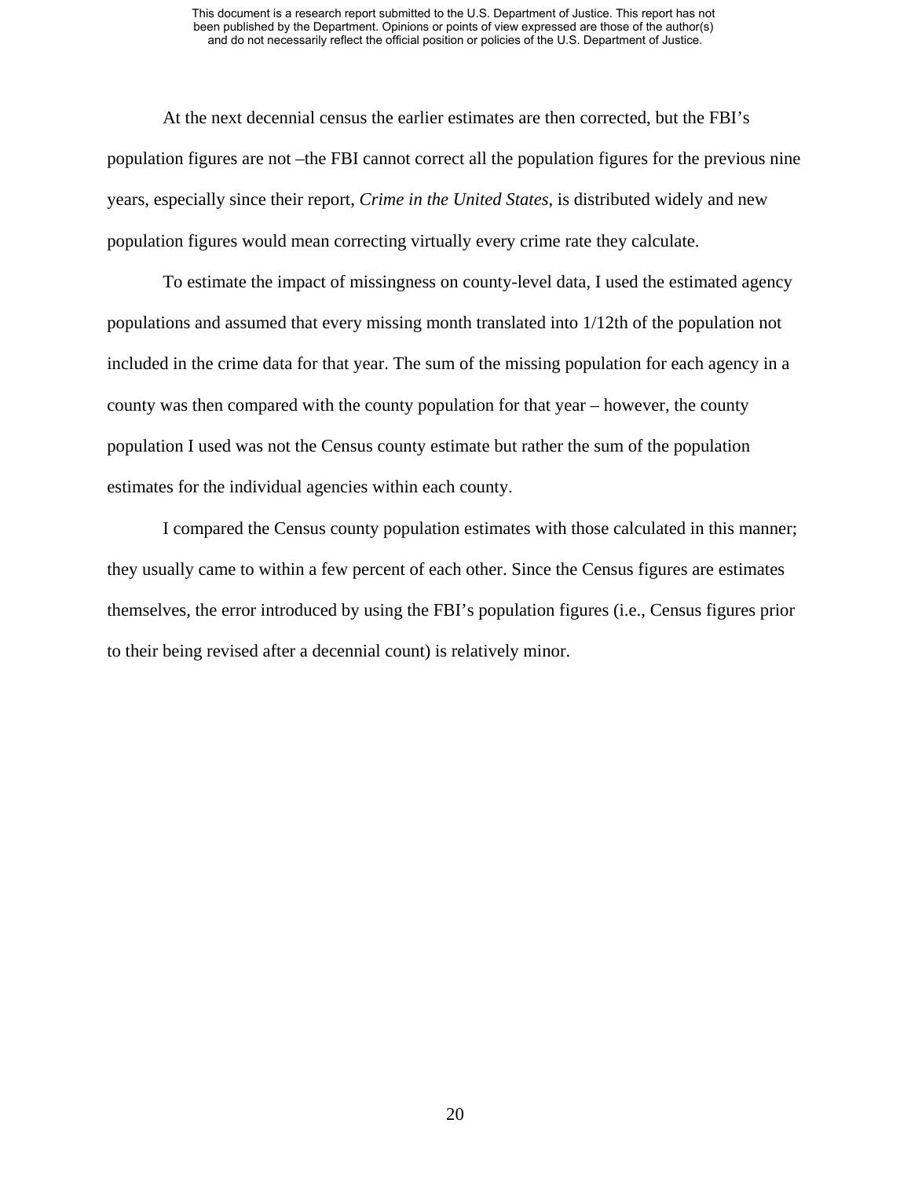At the next decennial census the earlier estimates are then corrected, but the FBI's population figures are not –the FBI cannot correct all the population figures for the previous nine years, especially since their report, *Crime in the United States*, is distributed widely and new population figures would mean correcting virtually every crime rate they calculate.

To estimate the impact of missingness on county-level data, I used the estimated agency populations and assumed that every missing month translated into 1/12th of the population not included in the crime data for that year. The sum of the missing population for each agency in a county was then compared with the county population for that year – however, the county population I used was not the Census county estimate but rather the sum of the population estimates for the individual agencies within each county.

I compared the Census county population estimates with those calculated in this manner; they usually came to within a few percent of each other. Since the Census figures are estimates themselves, the error introduced by using the FBI's population figures (i.e., Census figures prior to their being revised after a decennial count) is relatively minor.